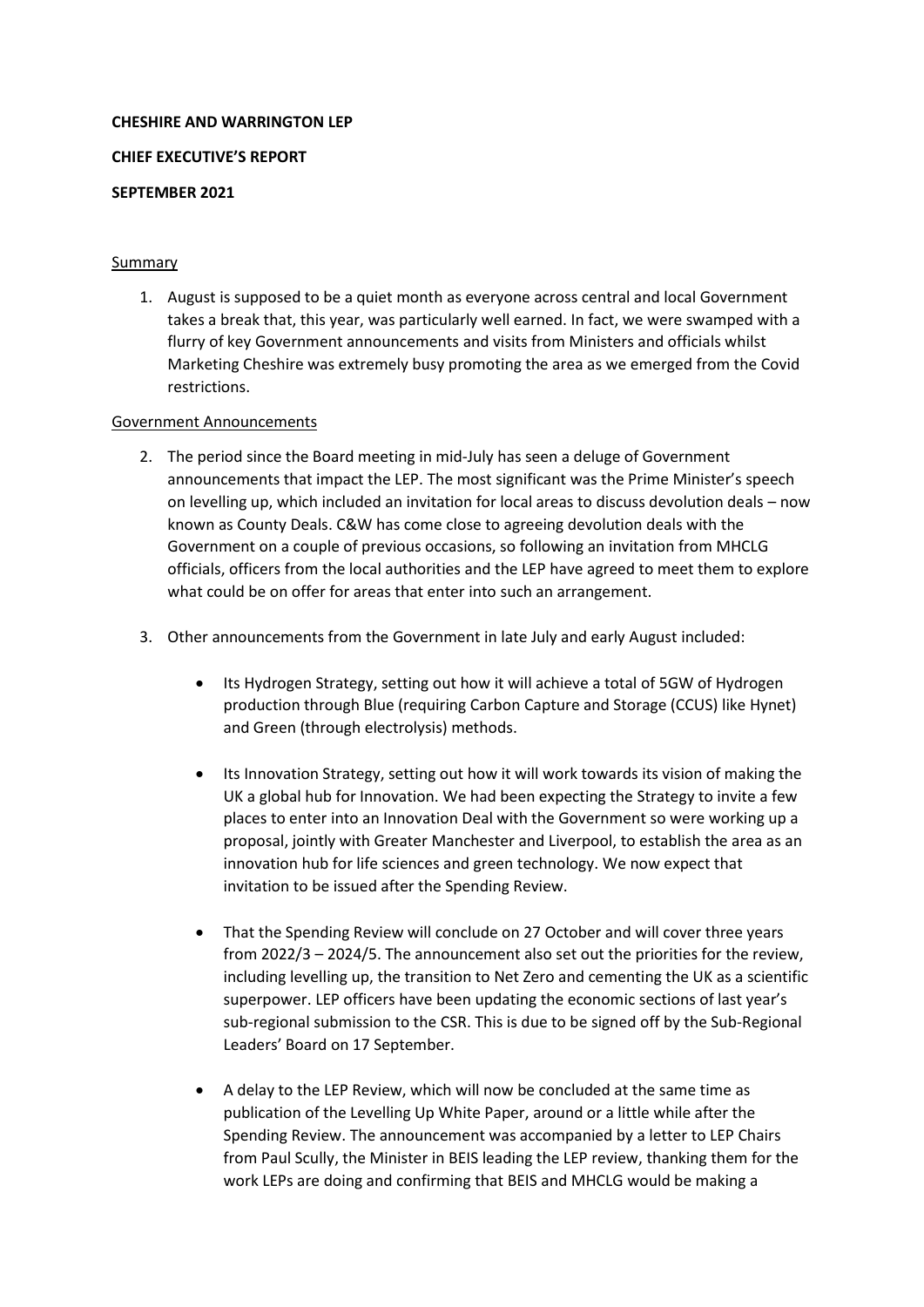**CHESHIRE AND WARRINGTON LEP**

**CHIEF EXECUTIVE'S REPORT**

**SEPTEMBER 2021**

## Summary

1. August is supposed to be a quiet month as everyone across central and local Government takes a break that, this year, was particularly well earned. In fact, we were swamped with a flurry of key Government announcements and visits from Ministers and officials whilst Marketing Cheshire was extremely busy promoting the area as we emerged from the Covid restrictions.

## Government Announcements

2. The period since the Board meeting in mid-July has seen a deluge of Government announcements that impact the LEP. The most significant was the Prime Minister's speech on levelling up, which included an invitation for local areas to discuss devolution deals – now known as County Deals. C&W has come close to agreeing devolution deals with the Government on a couple of previous occasions, so following an invitation from MHCLG officials, officers from the local authorities and the LEP have agreed to meet them to explore what could be on offer for areas that enter into such an arrangement.

3. Other announcements from the Government in late July and early August included:

    - Its Hydrogen Strategy, setting out how it will achieve a total of 5GW of Hydrogen production through Blue (requiring Carbon Capture and Storage (CCUS) like Hynet) and Green (through electrolysis) methods.

    - Its Innovation Strategy, setting out how it will work towards its vision of making the UK a global hub for Innovation. We had been expecting the Strategy to invite a few places to enter into an Innovation Deal with the Government so were working up a proposal, jointly with Greater Manchester and Liverpool, to establish the area as an innovation hub for life sciences and green technology. We now expect that invitation to be issued after the Spending Review.

    - That the Spending Review will conclude on 27 October and will cover three years from 2022/3 – 2024/5. The announcement also set out the priorities for the review, including levelling up, the transition to Net Zero and cementing the UK as a scientific superpower. LEP officers have been updating the economic sections of last year's sub-regional submission to the CSR. This is due to be signed off by the Sub-Regional Leaders' Board on 17 September.

    - A delay to the LEP Review, which will now be concluded at the same time as publication of the Levelling Up White Paper, around or a little while after the Spending Review. The announcement was accompanied by a letter to LEP Chairs from Paul Scully, the Minister in BEIS leading the LEP review, thanking them for the work LEPs are doing and confirming that BEIS and MHCLG would be making a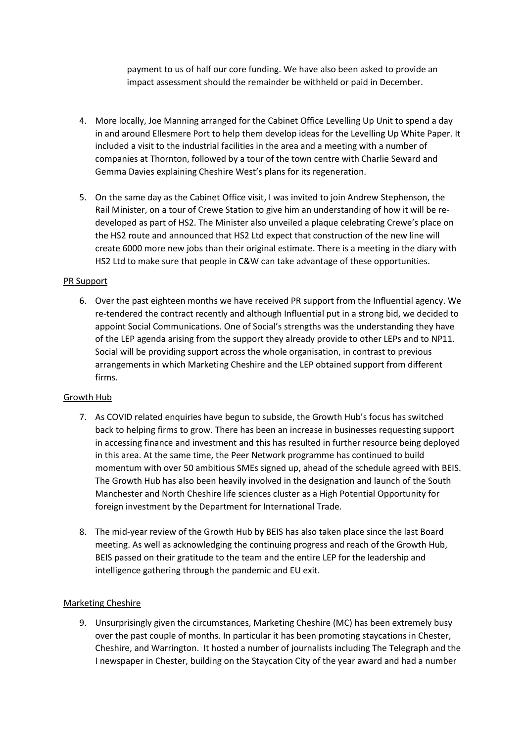payment to us of half our core funding. We have also been asked to provide an impact assessment should the remainder be withheld or paid in December.

4. More locally, Joe Manning arranged for the Cabinet Office Levelling Up Unit to spend a day in and around Ellesmere Port to help them develop ideas for the Levelling Up White Paper. It included a visit to the industrial facilities in the area and a meeting with a number of companies at Thornton, followed by a tour of the town centre with Charlie Seward and Gemma Davies explaining Cheshire West's plans for its regeneration.

5. On the same day as the Cabinet Office visit, I was invited to join Andrew Stephenson, the Rail Minister, on a tour of Crewe Station to give him an understanding of how it will be re-developed as part of HS2. The Minister also unveiled a plaque celebrating Crewe's place on the HS2 route and announced that HS2 Ltd expect that construction of the new line will create 6000 more new jobs than their original estimate. There is a meeting in the diary with HS2 Ltd to make sure that people in C&W can take advantage of these opportunities.

<u>PR Support</u>

6. Over the past eighteen months we have received PR support from the Influential agency. We re-tendered the contract recently and although Influential put in a strong bid, we decided to appoint Social Communications. One of Social's strengths was the understanding they have of the LEP agenda arising from the support they already provide to other LEPs and to NP11. Social will be providing support across the whole organisation, in contrast to previous arrangements in which Marketing Cheshire and the LEP obtained support from different firms.

<u>Growth Hub</u>

7. As COVID related enquiries have begun to subside, the Growth Hub's focus has switched back to helping firms to grow. There has been an increase in businesses requesting support in accessing finance and investment and this has resulted in further resource being deployed in this area. At the same time, the Peer Network programme has continued to build momentum with over 50 ambitious SMEs signed up, ahead of the schedule agreed with BEIS. The Growth Hub has also been heavily involved in the designation and launch of the South Manchester and North Cheshire life sciences cluster as a High Potential Opportunity for foreign investment by the Department for International Trade.

8. The mid-year review of the Growth Hub by BEIS has also taken place since the last Board meeting. As well as acknowledging the continuing progress and reach of the Growth Hub, BEIS passed on their gratitude to the team and the entire LEP for the leadership and intelligence gathering through the pandemic and EU exit.

<u>Marketing Cheshire</u>

9. Unsurprisingly given the circumstances, Marketing Cheshire (MC) has been extremely busy over the past couple of months. In particular it has been promoting staycations in Chester, Cheshire, and Warrington. It hosted a number of journalists including The Telegraph and the I newspaper in Chester, building on the Staycation City of the year award and had a number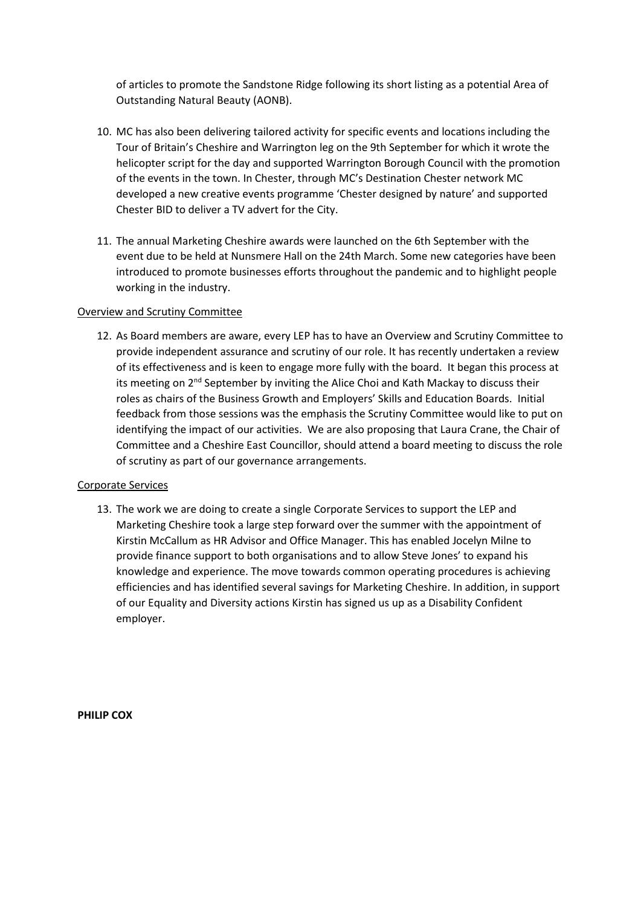of articles to promote the Sandstone Ridge following its short listing as a potential Area of Outstanding Natural Beauty (AONB).

10. MC has also been delivering tailored activity for specific events and locations including the Tour of Britain's Cheshire and Warrington leg on the 9th September for which it wrote the helicopter script for the day and supported Warrington Borough Council with the promotion of the events in the town. In Chester, through MC's Destination Chester network MC developed a new creative events programme 'Chester designed by nature' and supported Chester BID to deliver a TV advert for the City.

11. The annual Marketing Cheshire awards were launched on the 6th September with the event due to be held at Nunsmere Hall on the 24th March. Some new categories have been introduced to promote businesses efforts throughout the pandemic and to highlight people working in the industry.

<u>Overview and Scrutiny Committee</u>

12. As Board members are aware, every LEP has to have an Overview and Scrutiny Committee to provide independent assurance and scrutiny of our role. It has recently undertaken a review of its effectiveness and is keen to engage more fully with the board. It began this process at its meeting on 2nd September by inviting the Alice Choi and Kath Mackay to discuss their roles as chairs of the Business Growth and Employers' Skills and Education Boards. Initial feedback from those sessions was the emphasis the Scrutiny Committee would like to put on identifying the impact of our activities. We are also proposing that Laura Crane, the Chair of Committee and a Cheshire East Councillor, should attend a board meeting to discuss the role of scrutiny as part of our governance arrangements.

<u>Corporate Services</u>

13. The work we are doing to create a single Corporate Services to support the LEP and Marketing Cheshire took a large step forward over the summer with the appointment of Kirstin McCallum as HR Advisor and Office Manager. This has enabled Jocelyn Milne to provide finance support to both organisations and to allow Steve Jones' to expand his knowledge and experience. The move towards common operating procedures is achieving efficiencies and has identified several savings for Marketing Cheshire. In addition, in support of our Equality and Diversity actions Kirstin has signed us up as a Disability Confident employer.

**PHILIP COX**